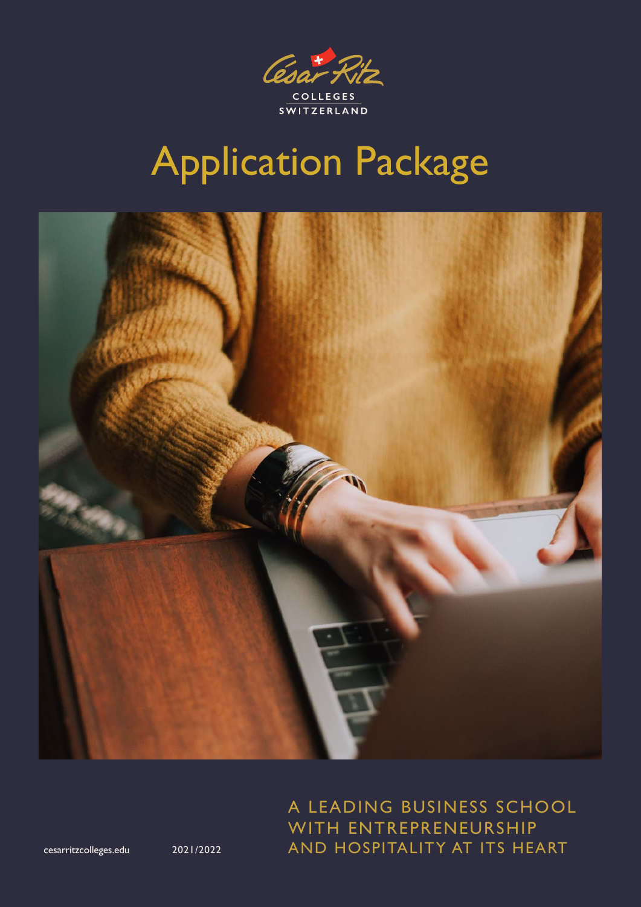César Ritz

COLLEGES
SWITZERLAND

# Application Package

A LEADING BUSINESS SCHOOL WITH ENTREPRENEURSHIP AND HOSPITALITY AT ITS HEART

cesarritzcolleges.edu

2021/2022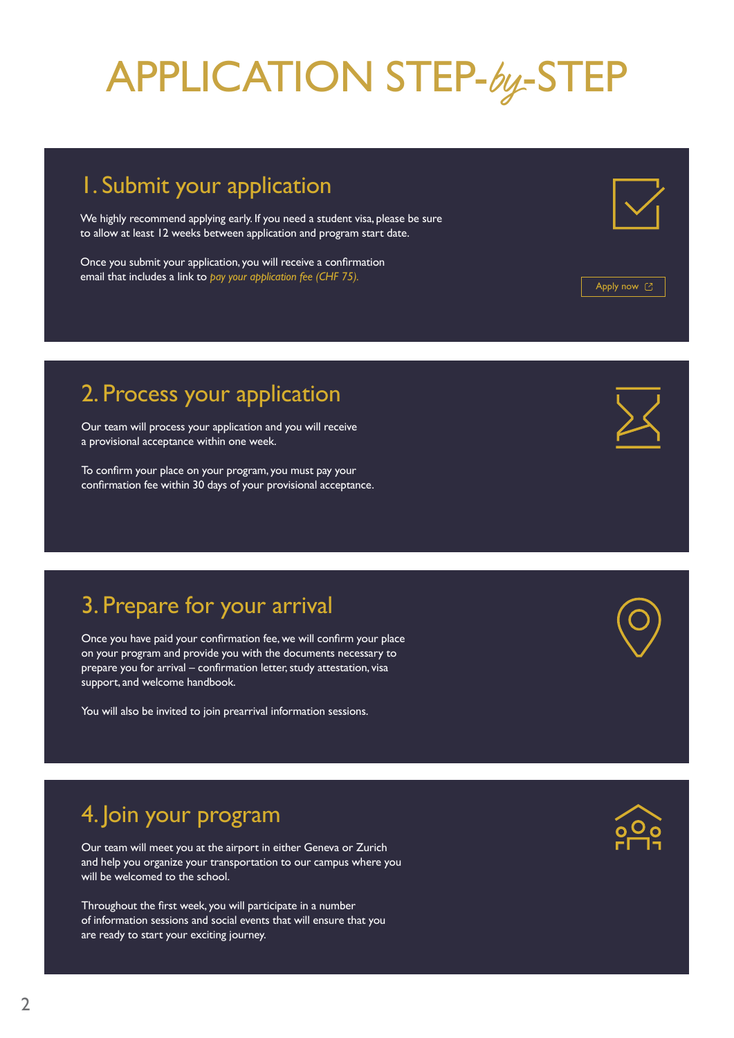# APPLICATION STEP-*by*-STEP

## 1. Submit your application

We highly recommend applying early. If you need a student visa, please be sure to allow at least 12 weeks between application and program start date.

Once you submit your application, you will receive a confirmation email that includes a link to *pay your application fee (CHF 75).*

Apply now

## 2. Process your application

Our team will process your application and you will receive a provisional acceptance within one week.

To confirm your place on your program, you must pay your confirmation fee within 30 days of your provisional acceptance.

## 3. Prepare for your arrival

Once you have paid your confirmation fee, we will confirm your place on your program and provide you with the documents necessary to prepare you for arrival – confirmation letter, study attestation, visa support, and welcome handbook.

You will also be invited to join prearrival information sessions.

## 4. Join your program

Our team will meet you at the airport in either Geneva or Zurich and help you organize your transportation to our campus where you will be welcomed to the school.

Throughout the first week, you will participate in a number of information sessions and social events that will ensure that you are ready to start your exciting journey.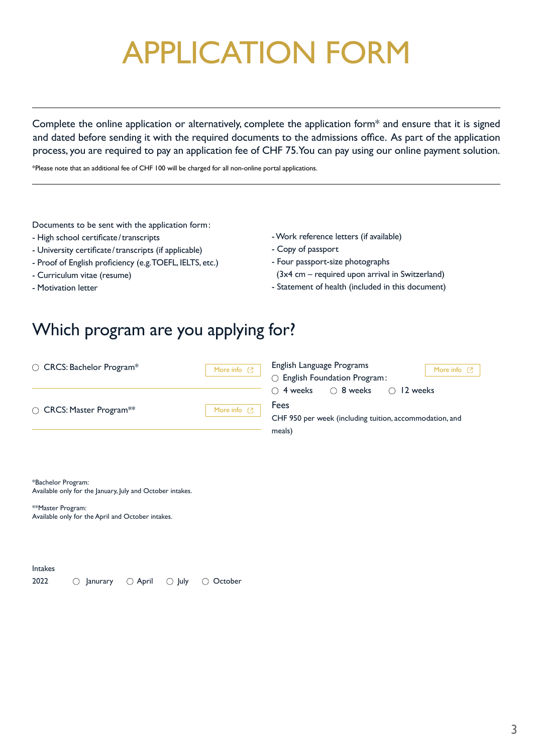# APPLICATION FORM

Complete the online application or alternatively, complete the application form* and ensure that it is signed and dated before sending it with the required documents to the admissions office. As part of the application process, you are required to pay an application fee of CHF 75. You can pay using our online payment solution.

*Please note that an additional fee of CHF 100 will be charged for all non-online portal applications.

Documents to be sent with the application form:

- High school certificate / transcripts
- University certificate / transcripts (if applicable)
- Proof of English proficiency (e.g. TOEFL, IELTS, etc.)
- Curriculum vitae (resume)
- Motivation letter
- Work reference letters (if available)
- Copy of passport
- Four passport-size photographs (3x4 cm – required upon arrival in Switzerland)
- Statement of health (included in this document)

## Which program are you applying for?

○ CRCS: Bachelor Program* — More info

○ CRCS: Master Program** — More info

English Language Programs — More info

○ English Foundation Program:

○ 4 weeks ○ 8 weeks ○ 12 weeks

Fees

CHF 950 per week (including tuition, accommodation, and meals)

*Bachelor Program:
Available only for the January, July and October intakes.

**Master Program:
Available only for the April and October intakes.

Intakes

2022 ○ Janurary ○ April ○ July ○ October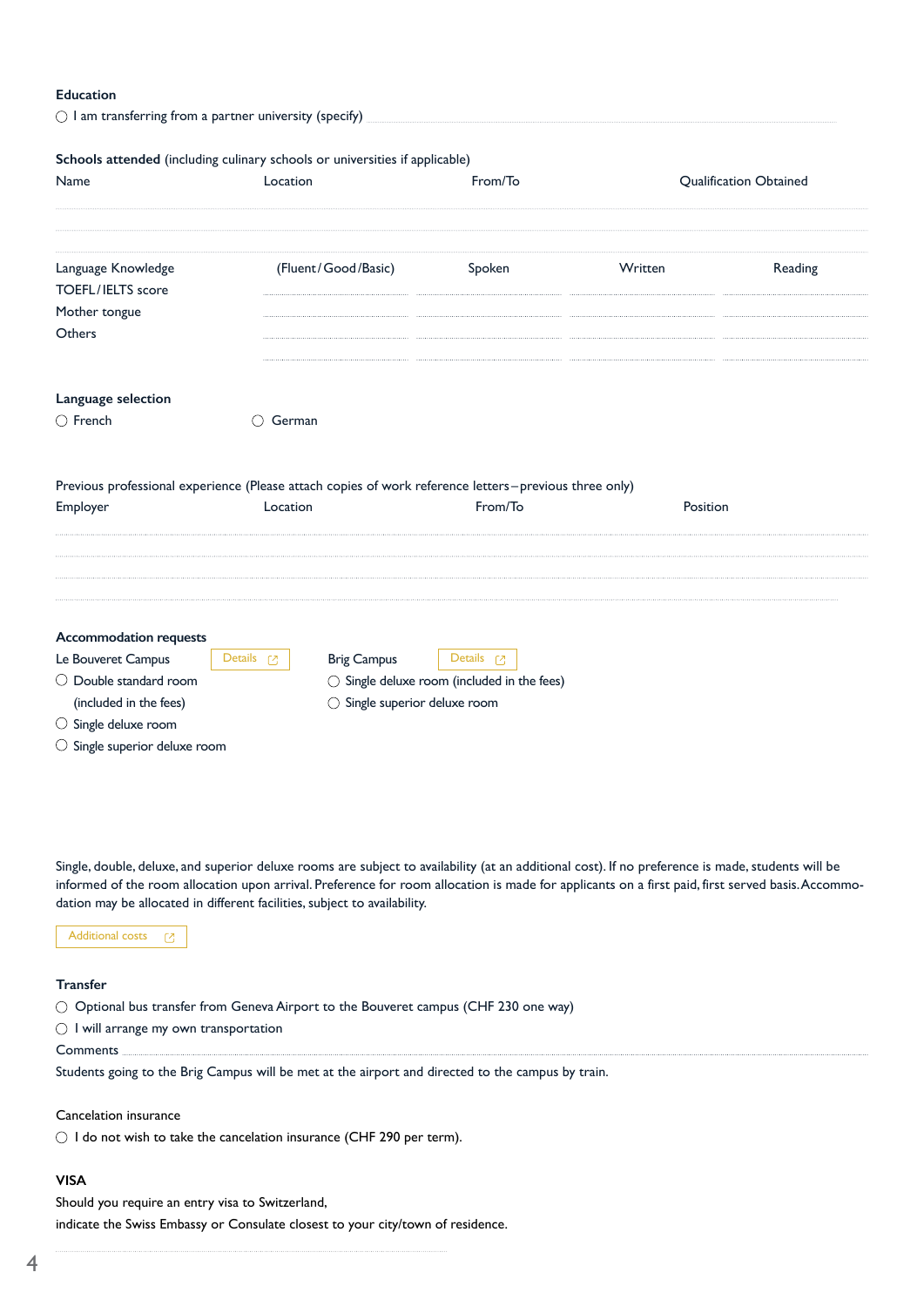**Education**

◯ I am transferring from a partner university (specify) ..........

**Schools attended** (including culinary schools or universities if applicable)

| Name | Location | From/To | Qualification Obtained |
|---|---|---|---|
| | | | |
| | | | |
| | | | |

| Language Knowledge | (Fluent/Good/Basic) | Spoken | Written | Reading |
|---|---|---|---|---|
| TOEFL/IELTS score | | | | |
| Mother tongue | | | | |
| Others | | | | |
| | | | | |

**Language selection**

◯ French ◯ German

Previous professional experience (Please attach copies of work reference letters – previous three only)

| Employer | Location | From/To | Position |
|---|---|---|---|
| | | | |
| | | | |
| | | | |
| | | | |

**Accommodation requests**

Le Bouveret Campus [Details]

◯ Double standard room (included in the fees)

◯ Single deluxe room

◯ Single superior deluxe room

Brig Campus [Details]

◯ Single deluxe room (included in the fees)

◯ Single superior deluxe room

Single, double, deluxe, and superior deluxe rooms are subject to availability (at an additional cost). If no preference is made, students will be informed of the room allocation upon arrival. Preference for room allocation is made for applicants on a first paid, first served basis. Accommodation may be allocated in different facilities, subject to availability.

[Additional costs]

**Transfer**

◯ Optional bus transfer from Geneva Airport to the Bouveret campus (CHF 230 one way)

◯ I will arrange my own transportation

Comments ..........

Students going to the Brig Campus will be met at the airport and directed to the campus by train.

Cancelation insurance

◯ I do not wish to take the cancelation insurance (CHF 290 per term).

**VISA**

Should you require an entry visa to Switzerland,
indicate the Swiss Embassy or Consulate closest to your city/town of residence.

..........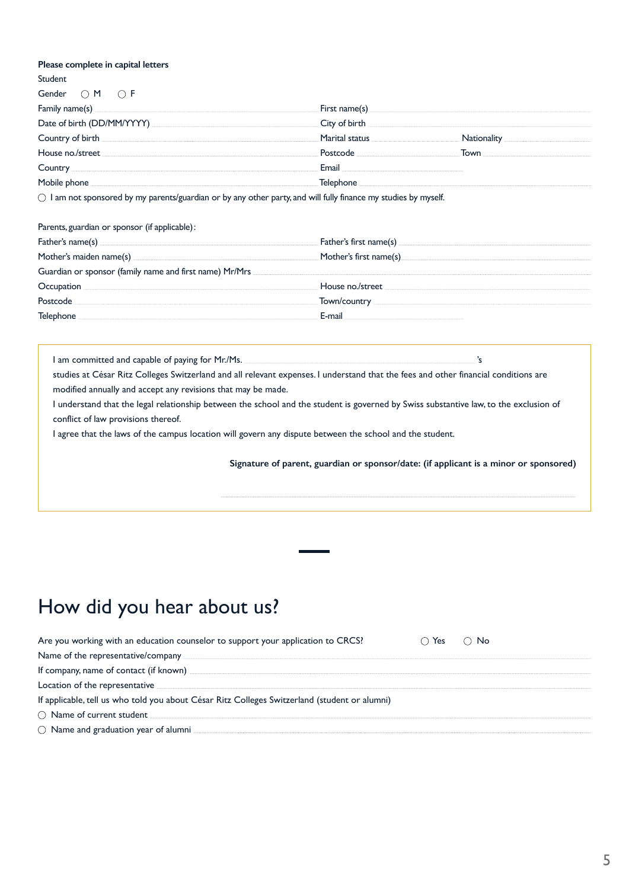**Please complete in capital letters**

Student

Gender ◯ M ◯ F

Family name(s) ............................................ First name(s) ............................................

Date of birth (DD/MM/YYYY) ............................................ City of birth ............................................

Country of birth ............................................ Marital status .................... Nationality ....................

House no./street ............................................ Postcode .................... Town ....................

Country ............................................ Email ............................................

Mobile phone ............................................ Telephone ............................................

◯ I am not sponsored by my parents/guardian or by any other party, and will fully finance my studies by myself.

Parents, guardian or sponsor (if applicable):

Father's name(s) ............................................ Father's first name(s) ............................................

Mother's maiden name(s) ............................................ Mother's first name(s) ............................................

Guardian or sponsor (family name and first name) Mr/Mrs ............................................

Occupation ............................................ House no./street ............................................

Postcode ............................................ Town/country ............................................

Telephone ............................................ E-mail ............................................

I am committed and capable of paying for Mr./Ms. ............................................'s studies at César Ritz Colleges Switzerland and all relevant expenses. I understand that the fees and other financial conditions are modified annually and accept any revisions that may be made.

I understand that the legal relationship between the school and the student is governed by Swiss substantive law, to the exclusion of conflict of law provisions thereof.

I agree that the laws of the campus location will govern any dispute between the school and the student.

**Signature of parent, guardian or sponsor/date: (if applicant is a minor or sponsored)**

............................................

# How did you hear about us?

Are you working with an education counselor to support your application to CRCS? ◯ Yes ◯ No

Name of the representative/company ............................................

If company, name of contact (if known) ............................................

Location of the representative ............................................

If applicable, tell us who told you about César Ritz Colleges Switzerland (student or alumni)

◯ Name of current student ............................................

◯ Name and graduation year of alumni ............................................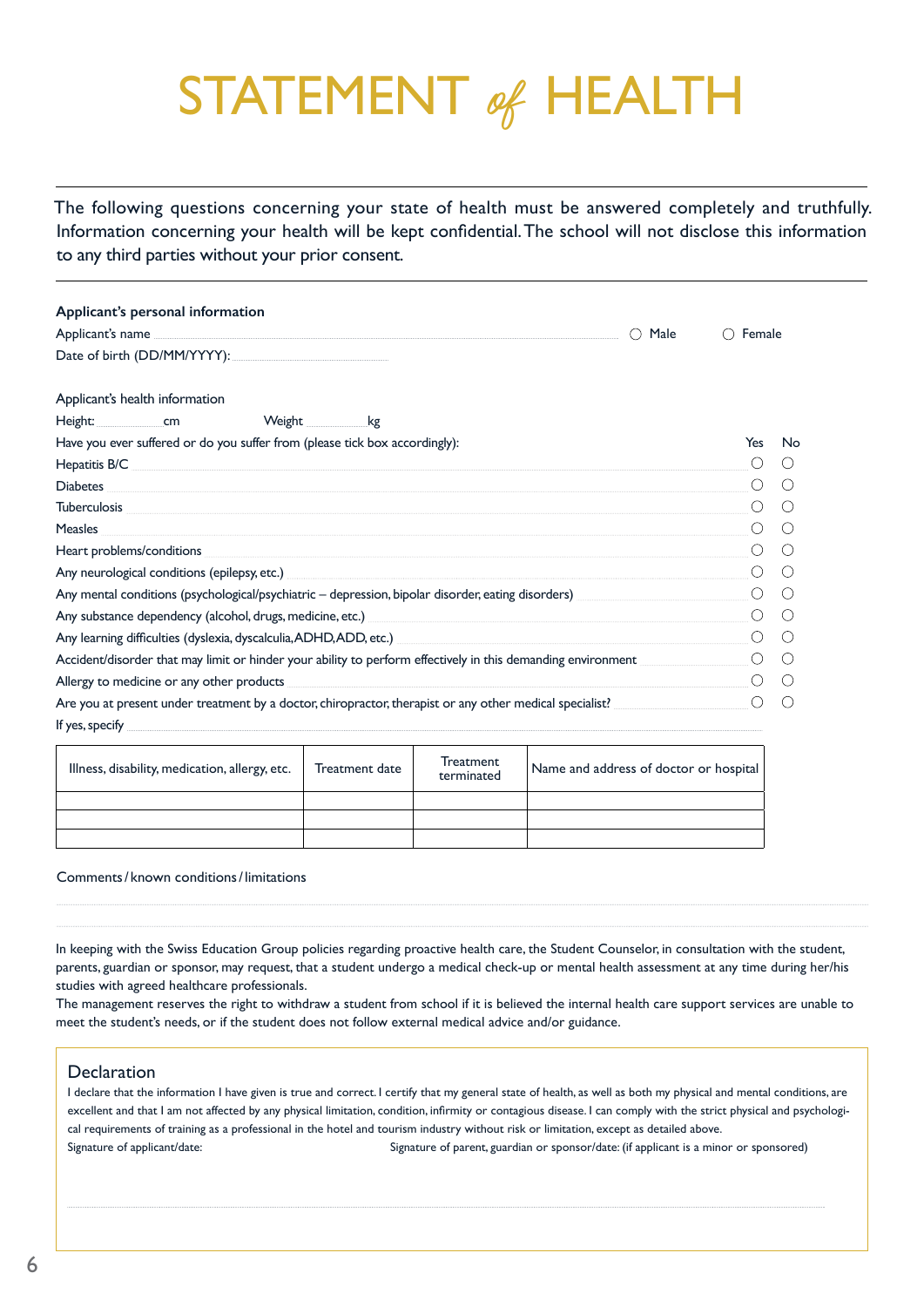# STATEMENT *of* HEALTH

The following questions concerning your state of health must be answered completely and truthfully. Information concerning your health will be kept confidential. The school will not disclose this information to any third parties without your prior consent.

**Applicant's personal information**

Applicant's name ............................................ ○ Male ○ Female

Date of birth (DD/MM/YYYY): ............................................

Applicant's health information

Height: .............. cm Weight .............. kg

Have you ever suffered or do you suffer from (please tick box accordingly):

| | Yes | No |
|---|---|---|
| Hepatitis B/C | ○ | ○ |
| Diabetes | ○ | ○ |
| Tuberculosis | ○ | ○ |
| Measles | ○ | ○ |
| Heart problems/conditions | ○ | ○ |
| Any neurological conditions (epilepsy, etc.) | ○ | ○ |
| Any mental conditions (psychological/psychiatric – depression, bipolar disorder, eating disorders) | ○ | ○ |
| Any substance dependency (alcohol, drugs, medicine, etc.) | ○ | ○ |
| Any learning difficulties (dyslexia, dyscalculia, ADHD, ADD, etc.) | ○ | ○ |
| Accident/disorder that may limit or hinder your ability to perform effectively in this demanding environment | ○ | ○ |
| Allergy to medicine or any other products | ○ | ○ |
| Are you at present under treatment by a doctor, chiropractor, therapist or any other medical specialist? | ○ | ○ |

If yes, specify ............................................

| Illness, disability, medication, allergy, etc. | Treatment date | Treatment terminated | Name and address of doctor or hospital |
|---|---|---|---|
| | | | |
| | | | |
| | | | |

Comments / known conditions / limitations

............................................

............................................

In keeping with the Swiss Education Group policies regarding proactive health care, the Student Counselor, in consultation with the student, parents, guardian or sponsor, may request, that a student undergo a medical check-up or mental health assessment at any time during her/his studies with agreed healthcare professionals.

The management reserves the right to withdraw a student from school if it is believed the internal health care support services are unable to meet the student's needs, or if the student does not follow external medical advice and/or guidance.

## Declaration

I declare that the information I have given is true and correct. I certify that my general state of health, as well as both my physical and mental conditions, are excellent and that I am not affected by any physical limitation, condition, infirmity or contagious disease. I can comply with the strict physical and psychological requirements of training as a professional in the hotel and tourism industry without risk or limitation, except as detailed above.

Signature of applicant/date: Signature of parent, guardian or sponsor/date: (if applicant is a minor or sponsored)

............................................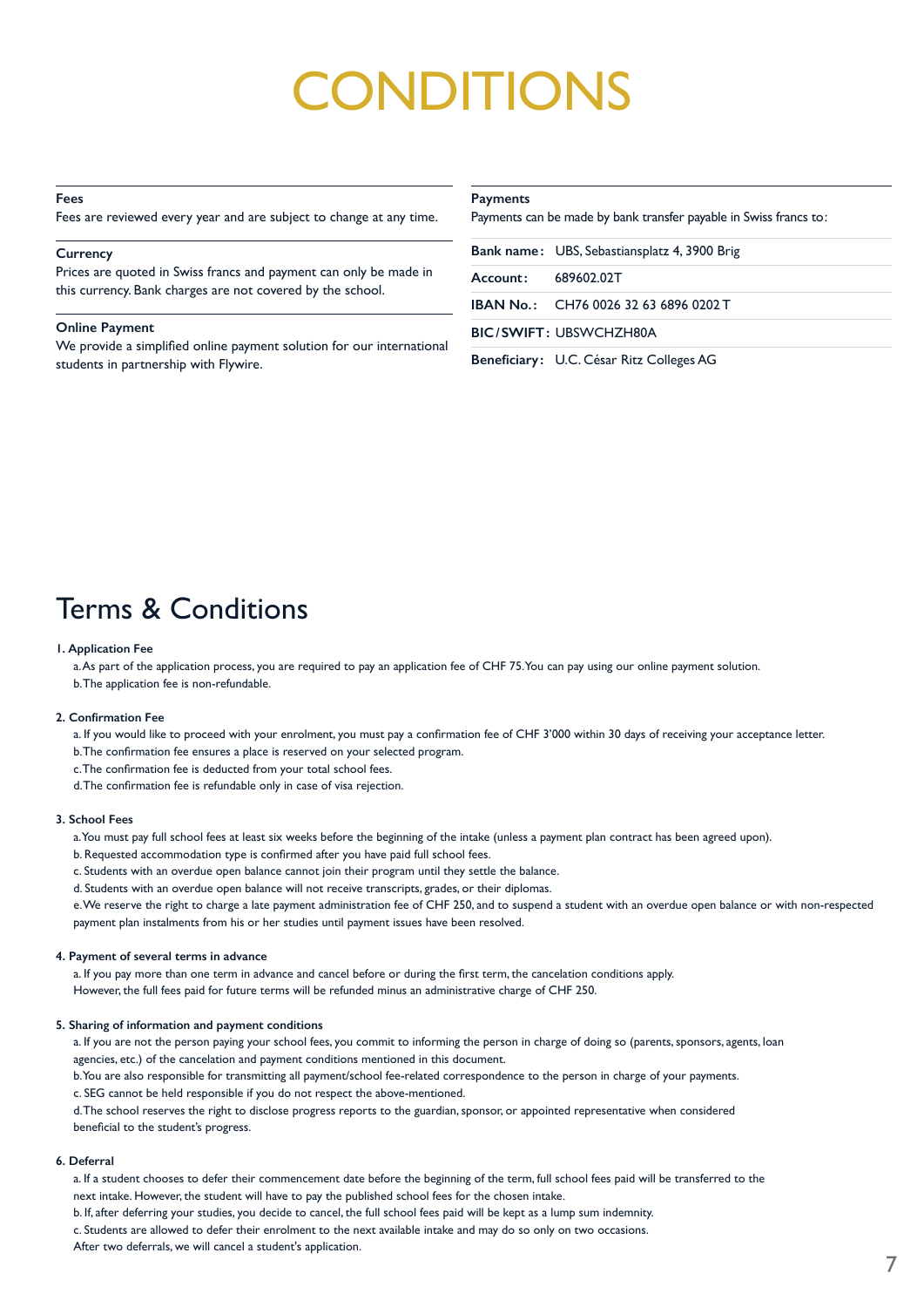# CONDITIONS

**Fees**

Fees are reviewed every year and are subject to change at any time.

**Currency**

Prices are quoted in Swiss francs and payment can only be made in this currency. Bank charges are not covered by the school.

**Online Payment**

We provide a simplified online payment solution for our international students in partnership with Flywire.

**Payments**

Payments can be made by bank transfer payable in Swiss francs to:

| | |
|---|---|
| **Bank name:** | UBS, Sebastiansplatz 4, 3900 Brig |
| **Account:** | 689602.02T |
| **IBAN No.:** | CH76 0026 32 63 6896 0202 T |
| **BIC/SWIFT:** | UBSWCHZH80A |
| **Beneficiary:** | U.C. César Ritz Colleges AG |

## Terms & Conditions

**1. Application Fee**

a. As part of the application process, you are required to pay an application fee of CHF 75. You can pay using our online payment solution.
b. The application fee is non-refundable.

**2. Confirmation Fee**

a. If you would like to proceed with your enrolment, you must pay a confirmation fee of CHF 3'000 within 30 days of receiving your acceptance letter.
b. The confirmation fee ensures a place is reserved on your selected program.
c. The confirmation fee is deducted from your total school fees.
d. The confirmation fee is refundable only in case of visa rejection.

**3. School Fees**

a. You must pay full school fees at least six weeks before the beginning of the intake (unless a payment plan contract has been agreed upon).
b. Requested accommodation type is confirmed after you have paid full school fees.
c. Students with an overdue open balance cannot join their program until they settle the balance.
d. Students with an overdue open balance will not receive transcripts, grades, or their diplomas.
e. We reserve the right to charge a late payment administration fee of CHF 250, and to suspend a student with an overdue open balance or with non-respected payment plan instalments from his or her studies until payment issues have been resolved.

**4. Payment of several terms in advance**

a. If you pay more than one term in advance and cancel before or during the first term, the cancelation conditions apply. However, the full fees paid for future terms will be refunded minus an administrative charge of CHF 250.

**5. Sharing of information and payment conditions**

a. If you are not the person paying your school fees, you commit to informing the person in charge of doing so (parents, sponsors, agents, loan agencies, etc.) of the cancelation and payment conditions mentioned in this document.
b. You are also responsible for transmitting all payment/school fee-related correspondence to the person in charge of your payments.
c. SEG cannot be held responsible if you do not respect the above-mentioned.
d. The school reserves the right to disclose progress reports to the guardian, sponsor, or appointed representative when considered beneficial to the student's progress.

**6. Deferral**

a. If a student chooses to defer their commencement date before the beginning of the term, full school fees paid will be transferred to the next intake. However, the student will have to pay the published school fees for the chosen intake.
b. If, after deferring your studies, you decide to cancel, the full school fees paid will be kept as a lump sum indemnity.
c. Students are allowed to defer their enrolment to the next available intake and may do so only on two occasions. After two deferrals, we will cancel a student's application.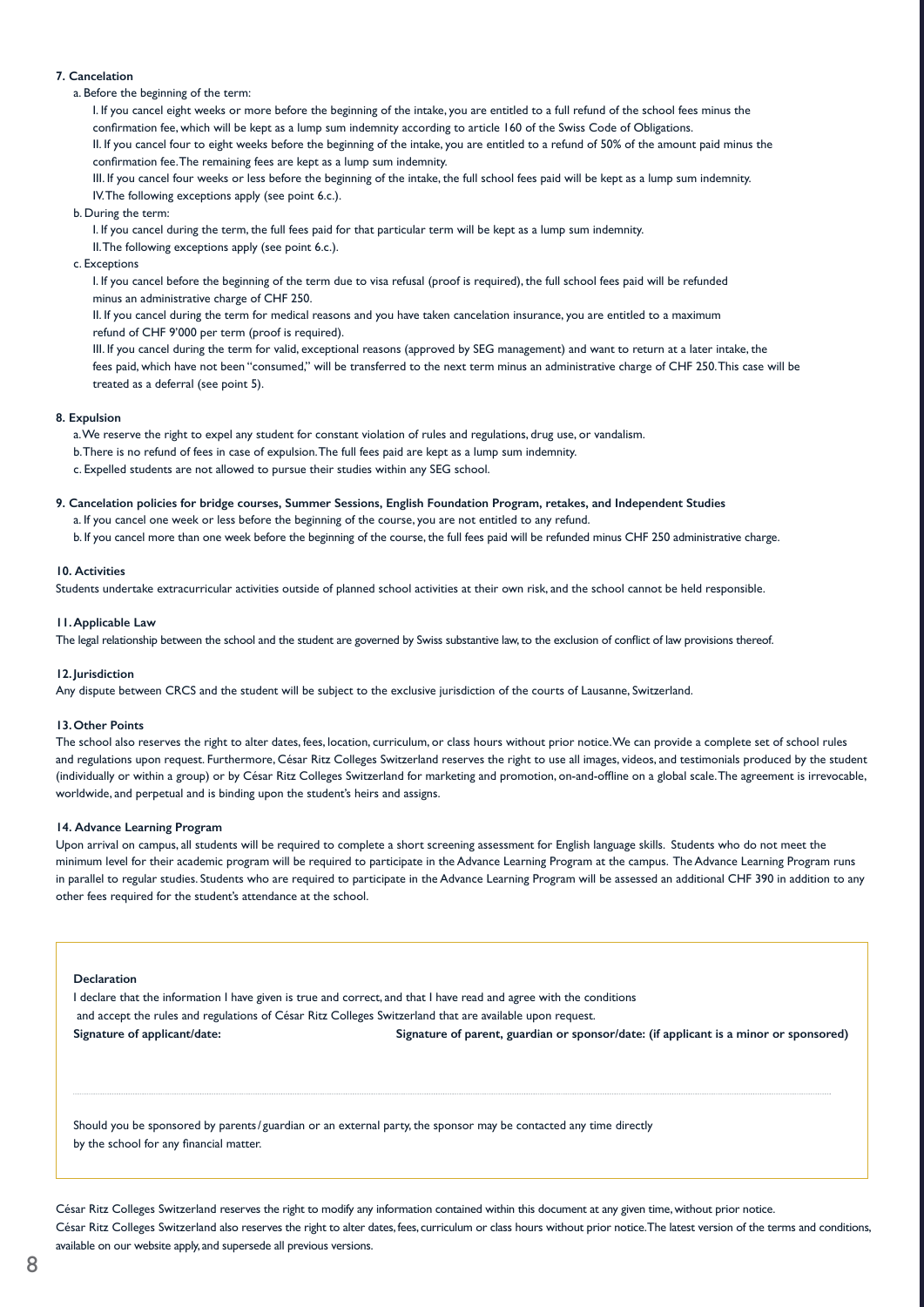### 7. Cancelation

a. Before the beginning of the term:

I. If you cancel eight weeks or more before the beginning of the intake, you are entitled to a full refund of the school fees minus the confirmation fee, which will be kept as a lump sum indemnity according to article 160 of the Swiss Code of Obligations.

II. If you cancel four to eight weeks before the beginning of the intake, you are entitled to a refund of 50% of the amount paid minus the confirmation fee. The remaining fees are kept as a lump sum indemnity.

III. If you cancel four weeks or less before the beginning of the intake, the full school fees paid will be kept as a lump sum indemnity.

IV. The following exceptions apply (see point 6.c.).

b. During the term:

I. If you cancel during the term, the full fees paid for that particular term will be kept as a lump sum indemnity.

II. The following exceptions apply (see point 6.c.).

c. Exceptions

I. If you cancel before the beginning of the term due to visa refusal (proof is required), the full school fees paid will be refunded minus an administrative charge of CHF 250.

II. If you cancel during the term for medical reasons and you have taken cancelation insurance, you are entitled to a maximum refund of CHF 9'000 per term (proof is required).

III. If you cancel during the term for valid, exceptional reasons (approved by SEG management) and want to return at a later intake, the fees paid, which have not been "consumed," will be transferred to the next term minus an administrative charge of CHF 250. This case will be treated as a deferral (see point 5).

### 8. Expulsion

a. We reserve the right to expel any student for constant violation of rules and regulations, drug use, or vandalism.

b. There is no refund of fees in case of expulsion. The full fees paid are kept as a lump sum indemnity.

c. Expelled students are not allowed to pursue their studies within any SEG school.

### 9. Cancelation policies for bridge courses, Summer Sessions, English Foundation Program, retakes, and Independent Studies

a. If you cancel one week or less before the beginning of the course, you are not entitled to any refund.

b. If you cancel more than one week before the beginning of the course, the full fees paid will be refunded minus CHF 250 administrative charge.

### 10. Activities

Students undertake extracurricular activities outside of planned school activities at their own risk, and the school cannot be held responsible.

### 11. Applicable Law

The legal relationship between the school and the student are governed by Swiss substantive law, to the exclusion of conflict of law provisions thereof.

### 12. Jurisdiction

Any dispute between CRCS and the student will be subject to the exclusive jurisdiction of the courts of Lausanne, Switzerland.

### 13. Other Points

The school also reserves the right to alter dates, fees, location, curriculum, or class hours without prior notice. We can provide a complete set of school rules and regulations upon request. Furthermore, César Ritz Colleges Switzerland reserves the right to use all images, videos, and testimonials produced by the student (individually or within a group) or by César Ritz Colleges Switzerland for marketing and promotion, on-and-offline on a global scale. The agreement is irrevocable, worldwide, and perpetual and is binding upon the student's heirs and assigns.

### 14. Advance Learning Program

Upon arrival on campus, all students will be required to complete a short screening assessment for English language skills. Students who do not meet the minimum level for their academic program will be required to participate in the Advance Learning Program at the campus. The Advance Learning Program runs in parallel to regular studies. Students who are required to participate in the Advance Learning Program will be assessed an additional CHF 390 in addition to any other fees required for the student's attendance at the school.

**Declaration**

I declare that the information I have given is true and correct, and that I have read and agree with the conditions and accept the rules and regulations of César Ritz Colleges Switzerland that are available upon request.

**Signature of applicant/date:** **Signature of parent, guardian or sponsor/date: (if applicant is a minor or sponsored)**

Should you be sponsored by parents/guardian or an external party, the sponsor may be contacted any time directly by the school for any financial matter.

César Ritz Colleges Switzerland reserves the right to modify any information contained within this document at any given time, without prior notice.
César Ritz Colleges Switzerland also reserves the right to alter dates, fees, curriculum or class hours without prior notice. The latest version of the terms and conditions, available on our website apply, and supersede all previous versions.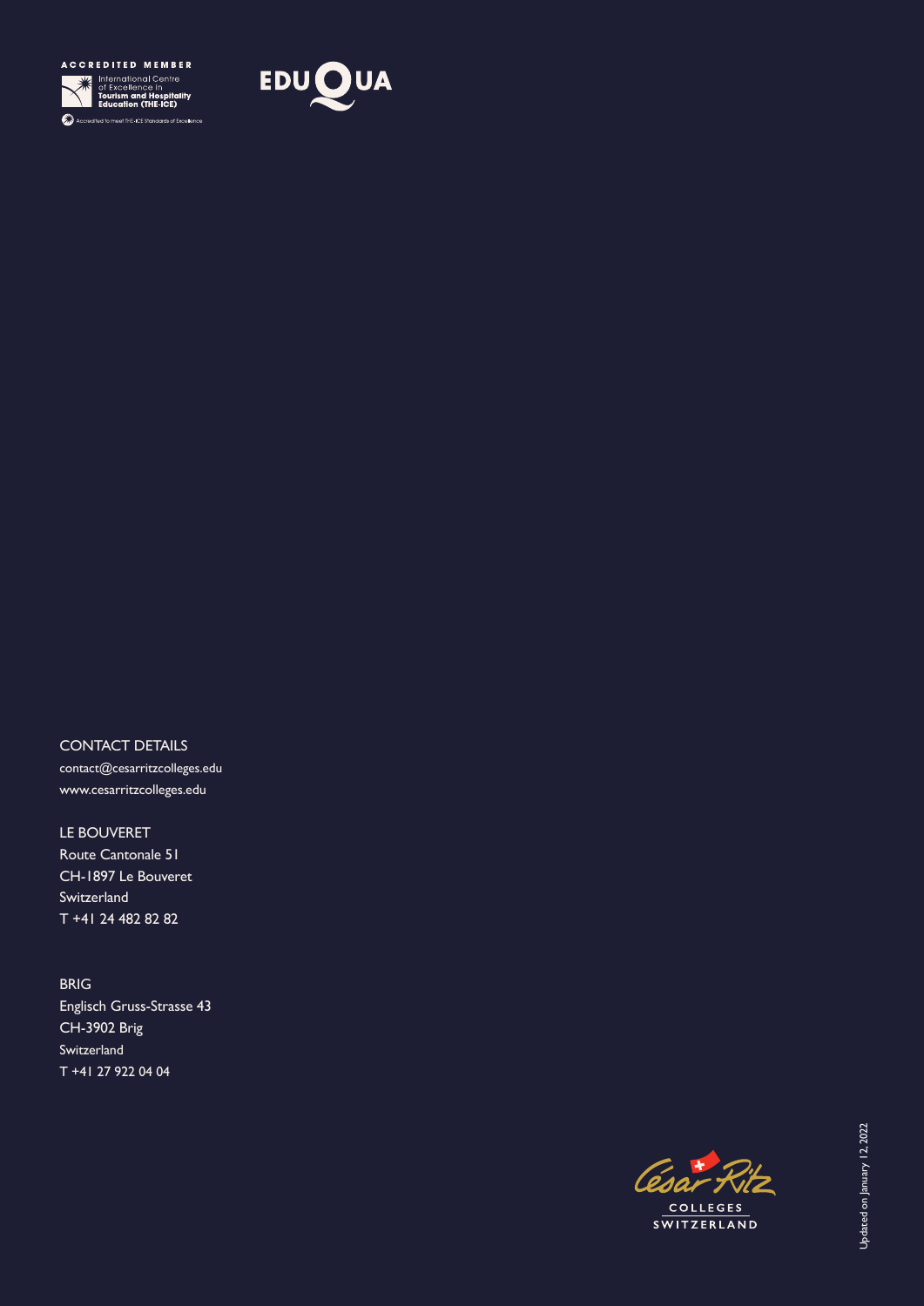ACCREDITED MEMBER

International Centre of Excellence in **Tourism and Hospitality Education (THE-ICE)**

Accredited to meet THE-ICE Standards of Excellence

EDUQUA

CONTACT DETAILS

contact@cesarritzcolleges.edu
www.cesarritzcolleges.edu

LE BOUVERET
Route Cantonale 51
CH-1897 Le Bouveret
Switzerland
T +41 24 482 82 82

BRIG
Englisch Gruss-Strasse 43
CH-3902 Brig
Switzerland
T +41 27 922 04 04

César Ritz
COLLEGES
SWITZERLAND

Updated on January 12, 2022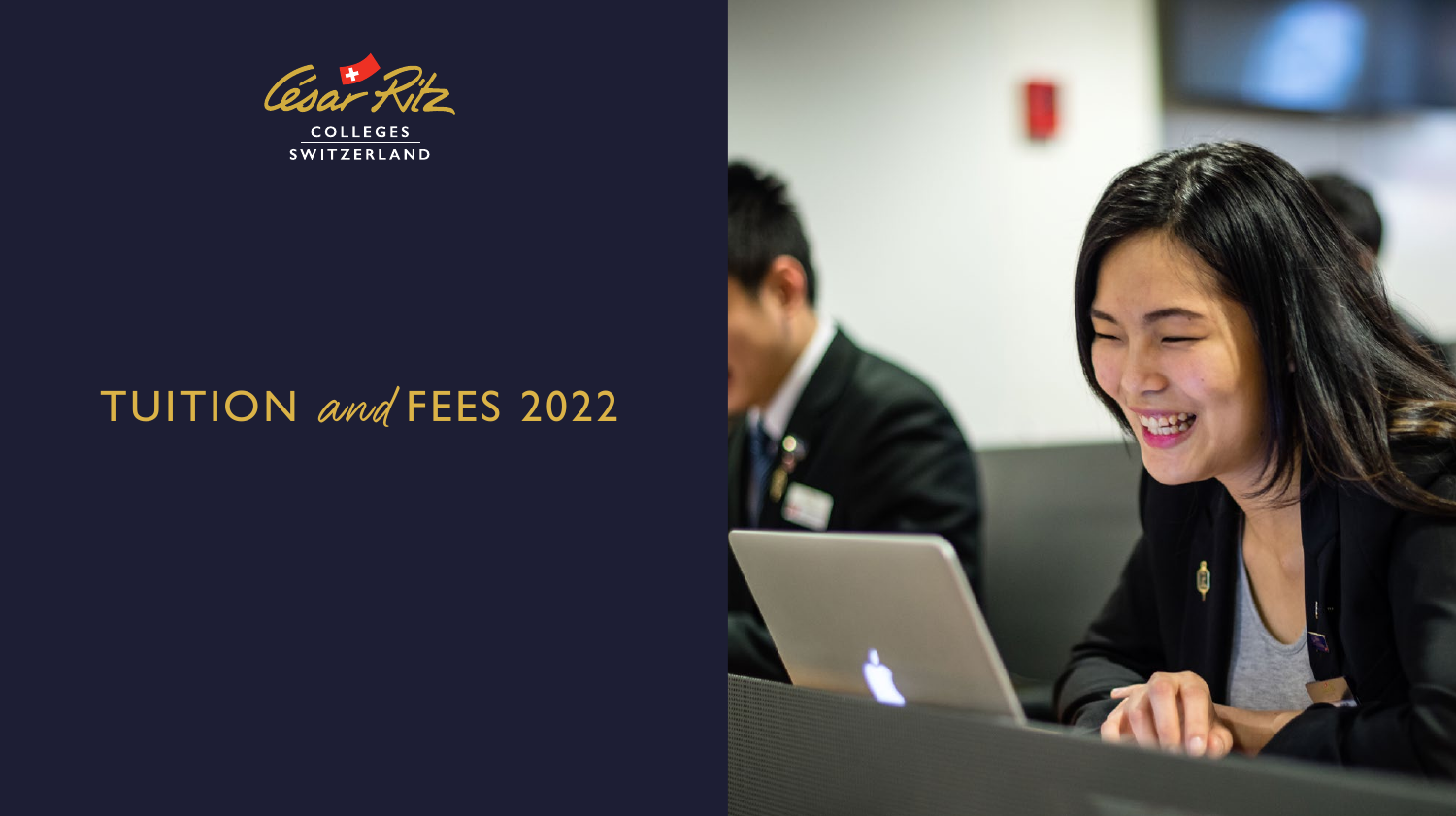César Ritz

COLLEGES

SWITZERLAND

# TUITION *and* FEES 2022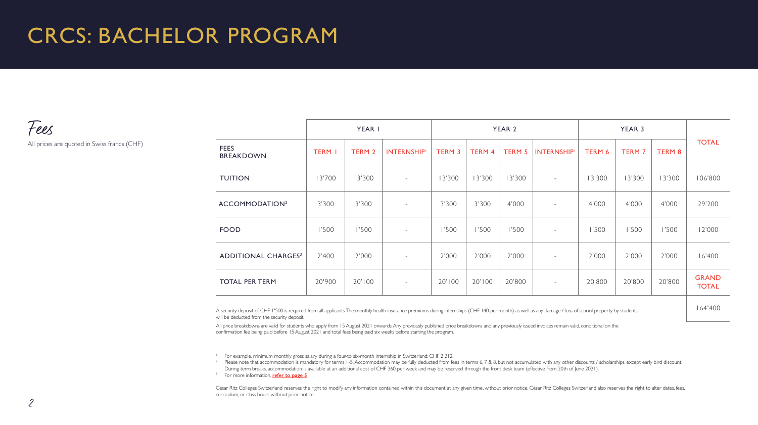# CRCS: BACHELOR PROGRAM

## Fees

All prices are quoted in Swiss francs (CHF)

| | YEAR 1 | | | YEAR 2 | | | | YEAR 3 | | | |
|---|---|---|---|---|---|---|---|---|---|---|---|
| FEES BREAKDOWN | TERM 1 | TERM 2 | INTERNSHIP[1] | TERM 3 | TERM 4 | TERM 5 | INTERNSHIP[1] | TERM 6 | TERM 7 | TERM 8 | TOTAL |
| TUITION | 13'700 | 13'300 | - | 13'300 | 13'300 | 13'300 | - | 13'300 | 13'300 | 13'300 | 106'800 |
| ACCOMMODATION[2] | 3'300 | 3'300 | - | 3'300 | 3'300 | 4'000 | - | 4'000 | 4'000 | 4'000 | 29'200 |
| FOOD | 1'500 | 1'500 | - | 1'500 | 1'500 | 1'500 | - | 1'500 | 1'500 | 1'500 | 12'000 |
| ADDITIONAL CHARGES[3] | 2'400 | 2'000 | - | 2'000 | 2'000 | 2'000 | - | 2'000 | 2'000 | 2'000 | 16'400 |
| TOTAL PER TERM | 20'900 | 20'100 | - | 20'100 | 20'100 | 20'800 | - | 20'800 | 20'800 | 20'800 | GRAND TOTAL 164'400 |

A security deposit of CHF 1'500 is required from all applicants. The monthly health insurance premiums during internships (CHF 140 per month) as well as any damage / loss of school property by students will be deducted from the security deposit.

All price breakdowns are valid for students who apply from 15 August 2021 onwards. Any previously published price breakdowns and any previously issued invoices remain valid, conditional on the confirmation fee being paid before 15 August 2021 and total fees being paid six weeks before starting the program.

[1] For example, minimum monthly gross salary during a four-to six-month internship in Switzerland: CHF 2'212.

[2] Please note that accommodation is mandatory for terms 1-5. Accommodation may be fully deducted from fees in terms 6, 7 & 8, but not accumulated with any other discounts / scholarships, except early bird discount. During term breaks, accommodation is available at an additional cost of CHF 360 per week and may be reserved through the front desk team (effective from 20th of June 2021).

[3] For more information, **refer to page 5**

César Ritz Colleges Switzerland reserves the right to modify any information contained within this document at any given time, without prior notice. César Ritz Colleges Switzerland also reserves the right to alter dates, fees, curriculum, or class hours without prior notice.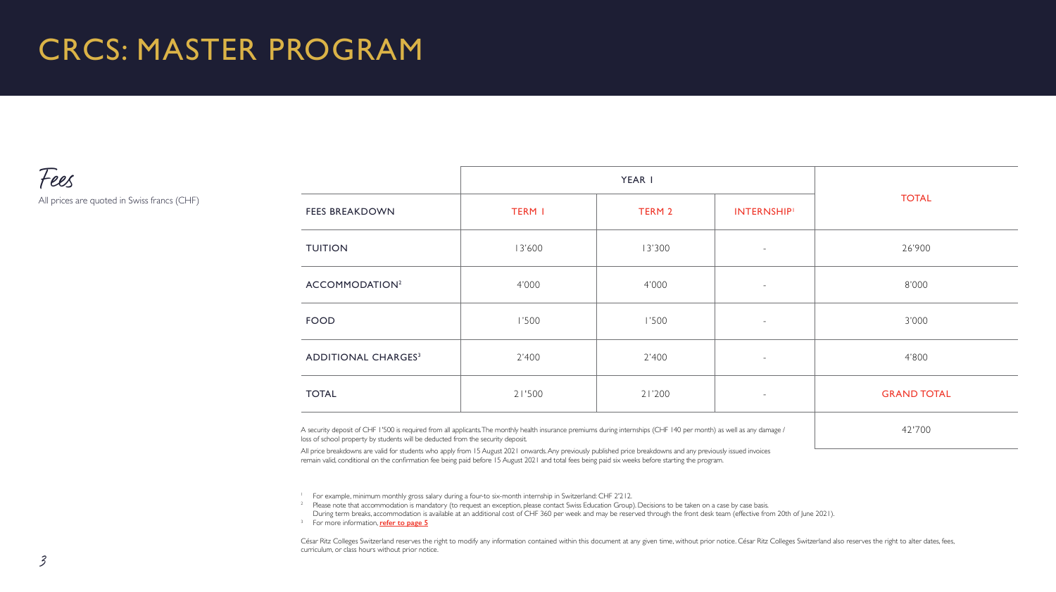# CRCS: MASTER PROGRAM

## Fees

All prices are quoted in Swiss francs (CHF)

| | YEAR 1 | | | TOTAL |
|---|---|---|---|---|
| FEES BREAKDOWN | TERM 1 | TERM 2 | INTERNSHIP[1] | |
| TUITION | 13'600 | 13'300 | - | 26'900 |
| ACCOMMODATION[2] | 4'000 | 4'000 | - | 8'000 |
| FOOD | 1'500 | 1'500 | - | 3'000 |
| ADDITIONAL CHARGES[3] | 2'400 | 2'400 | - | 4'800 |
| TOTAL | 21'500 | 21'200 | - | GRAND TOTAL |
| | | | | 42'700 |

A security deposit of CHF 1'500 is required from all applicants. The monthly health insurance premiums during internships (CHF 140 per month) as well as any damage / loss of school property by students will be deducted from the security deposit.

All price breakdowns are valid for students who apply from 15 August 2021 onwards. Any previously published price breakdowns and any previously issued invoices remain valid, conditional on the confirmation fee being paid before 15 August 2021 and total fees being paid six weeks before starting the program.

[1] For example, minimum monthly gross salary during a four-to six-month internship in Switzerland: CHF 2'212.

[2] Please note that accommodation is mandatory (to request an exception, please contact Swiss Education Group). Decisions to be taken on a case by case basis. During term breaks, accommodation is available at an additional cost of CHF 360 per week and may be reserved through the front desk team (effective from 20th of June 2021).

[3] For more information, **refer to page 5**

César Ritz Colleges Switzerland reserves the right to modify any information contained within this document at any given time, without prior notice. César Ritz Colleges Switzerland also reserves the right to alter dates, fees, curriculum, or class hours without prior notice.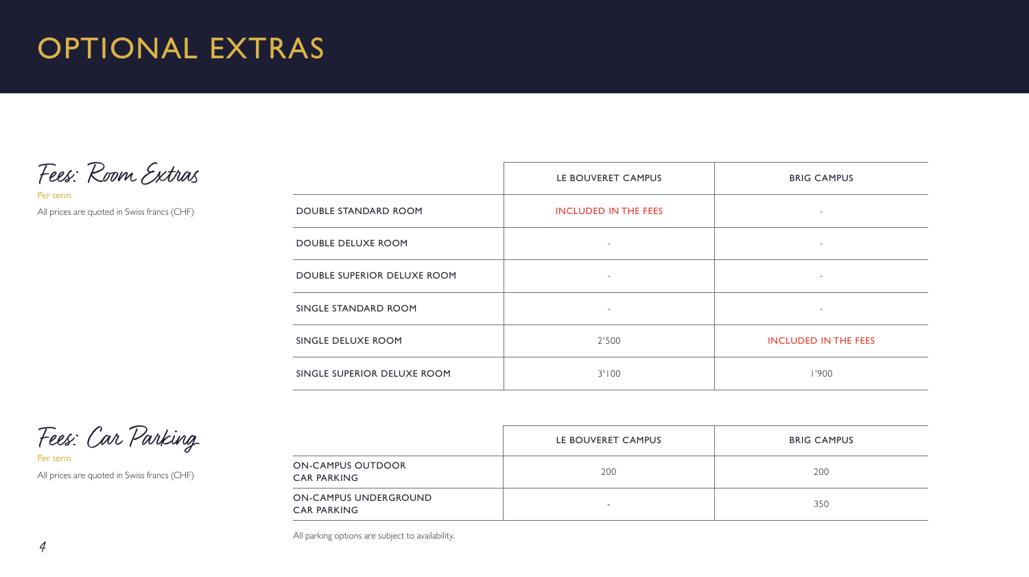# OPTIONAL EXTRAS

## Fees: Room Extras

Per term

All prices are quoted in Swiss francs (CHF)

| | LE BOUVERET CAMPUS | BRIG CAMPUS |
|---|---|---|
| DOUBLE STANDARD ROOM | INCLUDED IN THE FEES | - |
| DOUBLE DELUXE ROOM | - | - |
| DOUBLE SUPERIOR DELUXE ROOM | - | - |
| SINGLE STANDARD ROOM | - | - |
| SINGLE DELUXE ROOM | 2'500 | INCLUDED IN THE FEES |
| SINGLE SUPERIOR DELUXE ROOM | 3'100 | 1'900 |

## Fees: Car Parking

Per term

All prices are quoted in Swiss francs (CHF)

| | LE BOUVERET CAMPUS | BRIG CAMPUS |
|---|---|---|
| ON-CAMPUS OUTDOOR CAR PARKING | 200 | 200 |
| ON-CAMPUS UNDERGROUND CAR PARKING | - | 350 |

All parking options are subject to availability.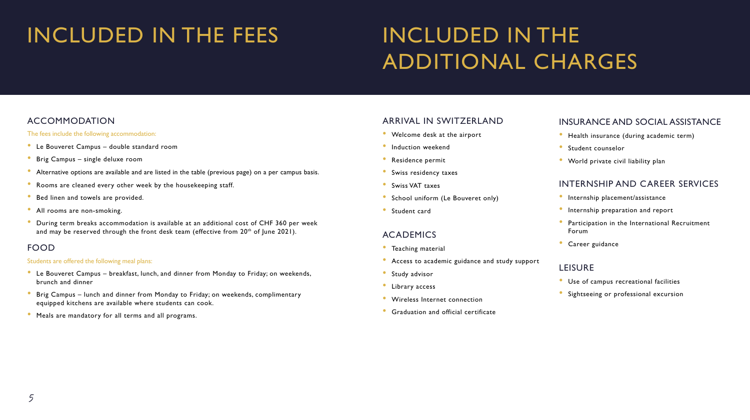# INCLUDED IN THE FEES

## ACCOMMODATION

The fees include the following accommodation:

- Le Bouveret Campus – double standard room
- Brig Campus – single deluxe room
- Alternative options are available and are listed in the table (previous page) on a per campus basis.
- Rooms are cleaned every other week by the housekeeping staff.
- Bed linen and towels are provided.
- All rooms are non-smoking.
- During term breaks accommodation is available at an additional cost of CHF 360 per week and may be reserved through the front desk team (effective from 20th of June 2021).

## FOOD

Students are offered the following meal plans:

- Le Bouveret Campus – breakfast, lunch, and dinner from Monday to Friday; on weekends, brunch and dinner
- Brig Campus – lunch and dinner from Monday to Friday; on weekends, complimentary equipped kitchens are available where students can cook.
- Meals are mandatory for all terms and all programs.

# INCLUDED IN THE ADDITIONAL CHARGES

## ARRIVAL IN SWITZERLAND

- Welcome desk at the airport
- Induction weekend
- Residence permit
- Swiss residency taxes
- Swiss VAT taxes
- School uniform (Le Bouveret only)
- Student card

## ACADEMICS

- Teaching material
- Access to academic guidance and study support
- Study advisor
- Library access
- Wireless Internet connection
- Graduation and official certificate

## INSURANCE AND SOCIAL ASSISTANCE

- Health insurance (during academic term)
- Student counselor
- World private civil liability plan

## INTERNSHIP AND CAREER SERVICES

- Internship placement/assistance
- Internship preparation and report
- Participation in the International Recruitment Forum
- Career guidance

## LEISURE

- Use of campus recreational facilities
- Sightseeing or professional excursion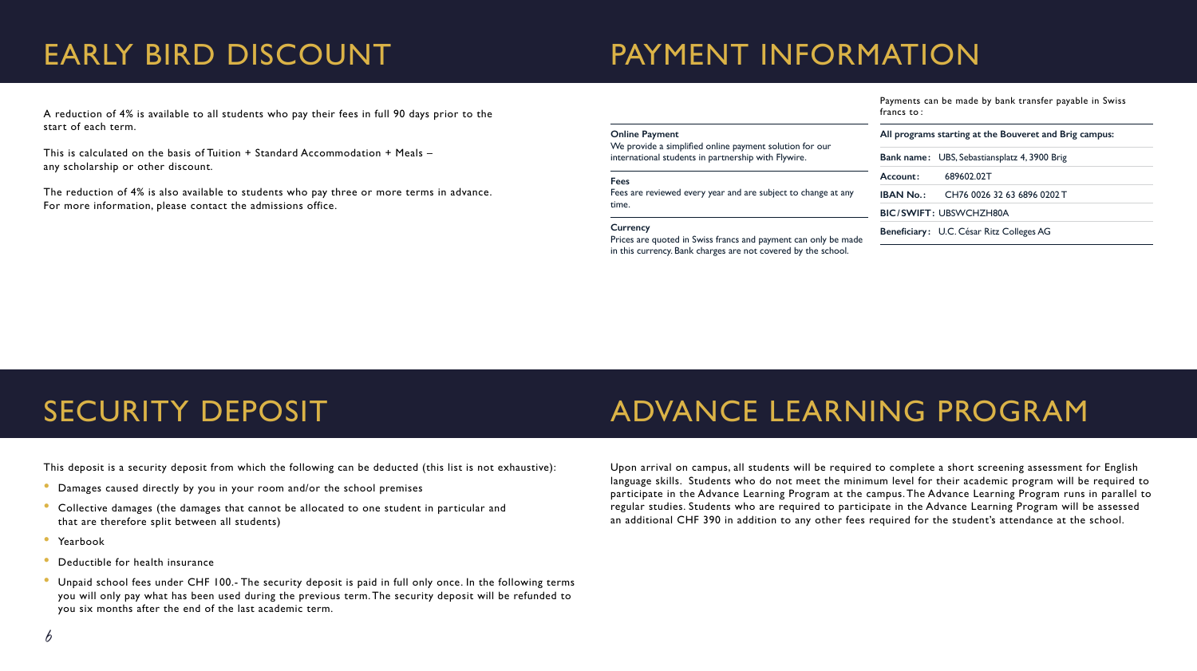# EARLY BIRD DISCOUNT

A reduction of 4% is available to all students who pay their fees in full 90 days prior to the start of each term.

This is calculated on the basis of Tuition + Standard Accommodation + Meals – any scholarship or other discount.

The reduction of 4% is also available to students who pay three or more terms in advance. For more information, please contact the admissions office.

# PAYMENT INFORMATION

**Online Payment**
We provide a simplified online payment solution for our international students in partnership with Flywire.

**Fees**
Fees are reviewed every year and are subject to change at any time.

**Currency**
Prices are quoted in Swiss francs and payment can only be made in this currency. Bank charges are not covered by the school.

Payments can be made by bank transfer payable in Swiss francs to:

**All programs starting at the Bouveret and Brig campus:**

| | |
|---|---|
| **Bank name:** | UBS, Sebastiansplatz 4, 3900 Brig |
| **Account:** | 689602.02T |
| **IBAN No.:** | CH76 0026 32 63 6896 0202 T |
| **BIC/SWIFT:** | UBSWCHZH80A |
| **Beneficiary:** | U.C. César Ritz Colleges AG |

# SECURITY DEPOSIT

This deposit is a security deposit from which the following can be deducted (this list is not exhaustive):

- Damages caused directly by you in your room and/or the school premises
- Collective damages (the damages that cannot be allocated to one student in particular and that are therefore split between all students)
- Yearbook
- Deductible for health insurance
- Unpaid school fees under CHF 100.- The security deposit is paid in full only once. In the following terms you will only pay what has been used during the previous term. The security deposit will be refunded to you six months after the end of the last academic term.

# ADVANCE LEARNING PROGRAM

Upon arrival on campus, all students will be required to complete a short screening assessment for English language skills. Students who do not meet the minimum level for their academic program will be required to participate in the Advance Learning Program at the campus. The Advance Learning Program runs in parallel to regular studies. Students who are required to participate in the Advance Learning Program will be assessed an additional CHF 390 in addition to any other fees required for the student's attendance at the school.